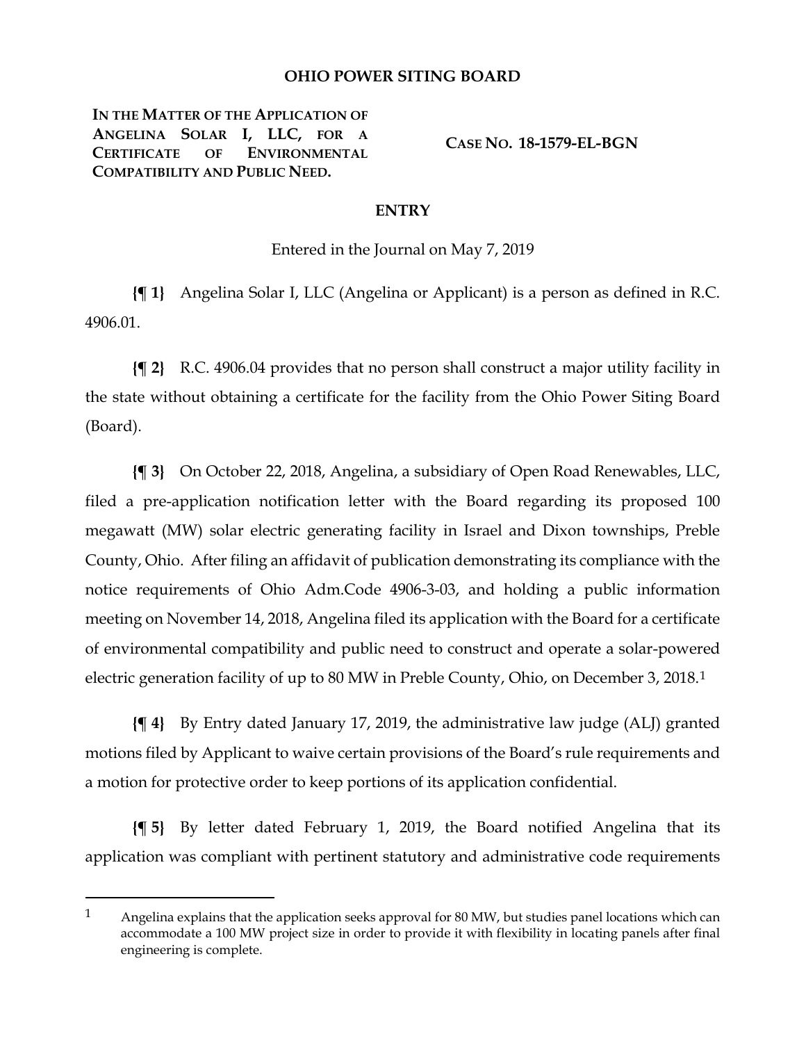**OHIO POWER SITING BOARD**

**IN THE MATTER OF THE APPLICATION OF ANGELINA SOLAR I, LLC, FOR A CERTIFICATE OF ENVIRONMENTAL COMPATIBILITY AND PUBLIC NEED.**

**CASE NO. 18-1579-EL-BGN**

**ENTRY**

Entered in the Journal on May 7, 2019

**{¶ 1}** Angelina Solar I, LLC (Angelina or Applicant) is a person as defined in R.C. 4906.01.

**{¶ 2}** R.C. 4906.04 provides that no person shall construct a major utility facility in the state without obtaining a certificate for the facility from the Ohio Power Siting Board (Board).

**{¶ 3}** On October 22, 2018, Angelina, a subsidiary of Open Road Renewables, LLC, filed a pre-application notification letter with the Board regarding its proposed 100 megawatt (MW) solar electric generating facility in Israel and Dixon townships, Preble County, Ohio. After filing an affidavit of publication demonstrating its compliance with the notice requirements of Ohio Adm.Code 4906-3-03, and holding a public information meeting on November 14, 2018, Angelina filed its application with the Board for a certificate of environmental compatibility and public need to construct and operate a solar-powered electric generation facility of up to 80 MW in Preble County, Ohio, on December 3, 2018.[1]

**{¶ 4}** By Entry dated January 17, 2019, the administrative law judge (ALJ) granted motions filed by Applicant to waive certain provisions of the Board's rule requirements and a motion for protective order to keep portions of its application confidential.

**{¶ 5}** By letter dated February 1, 2019, the Board notified Angelina that its application was compliant with pertinent statutory and administrative code requirements

---

[1] Angelina explains that the application seeks approval for 80 MW, but studies panel locations which can accommodate a 100 MW project size in order to provide it with flexibility in locating panels after final engineering is complete.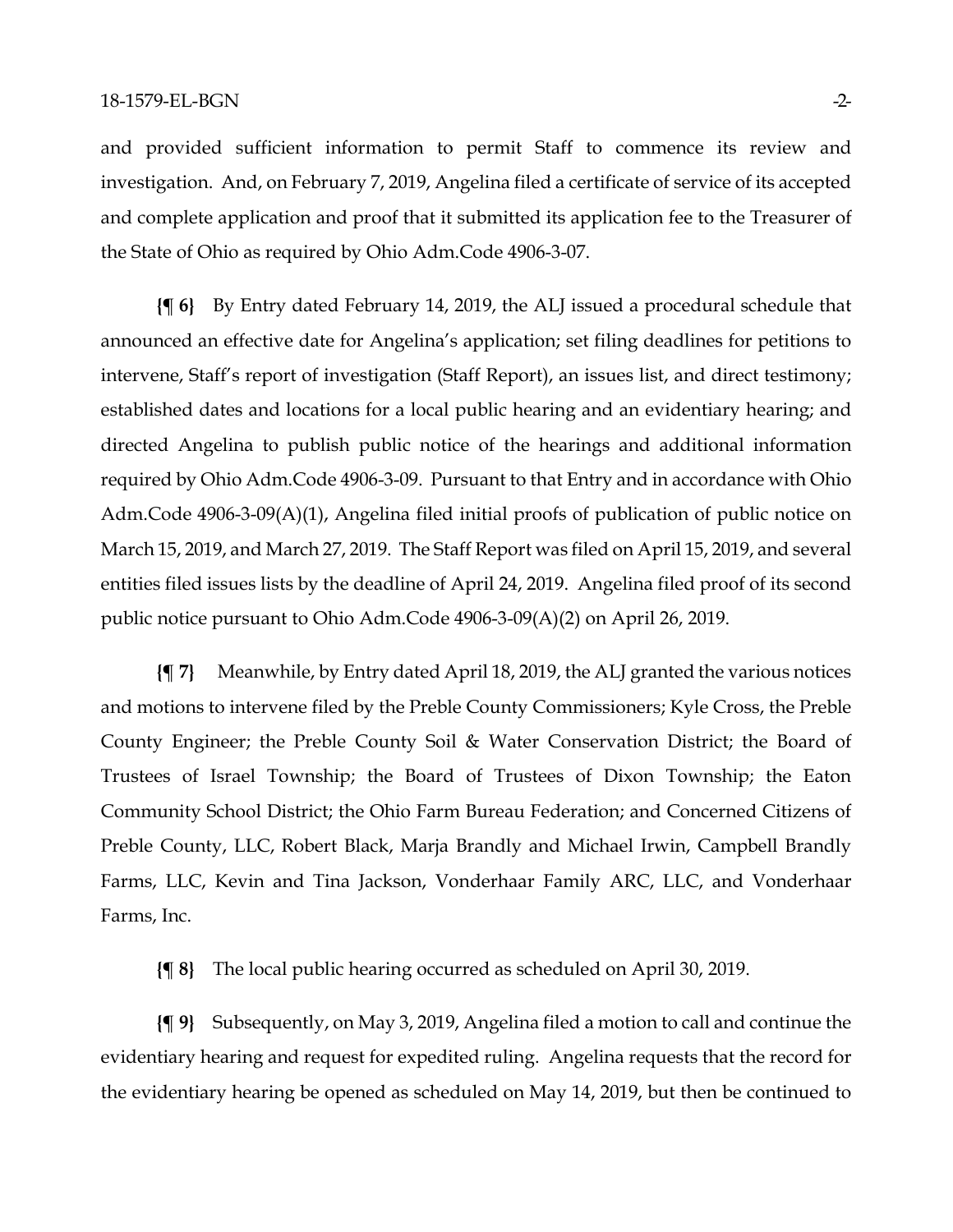and provided sufficient information to permit Staff to commence its review and investigation. And, on February 7, 2019, Angelina filed a certificate of service of its accepted and complete application and proof that it submitted its application fee to the Treasurer of the State of Ohio as required by Ohio Adm.Code 4906-3-07.

**{¶ 6}** By Entry dated February 14, 2019, the ALJ issued a procedural schedule that announced an effective date for Angelina's application; set filing deadlines for petitions to intervene, Staff's report of investigation (Staff Report), an issues list, and direct testimony; established dates and locations for a local public hearing and an evidentiary hearing; and directed Angelina to publish public notice of the hearings and additional information required by Ohio Adm.Code 4906-3-09. Pursuant to that Entry and in accordance with Ohio Adm.Code 4906-3-09(A)(1), Angelina filed initial proofs of publication of public notice on March 15, 2019, and March 27, 2019. The Staff Report was filed on April 15, 2019, and several entities filed issues lists by the deadline of April 24, 2019. Angelina filed proof of its second public notice pursuant to Ohio Adm.Code 4906-3-09(A)(2) on April 26, 2019.

**{¶ 7}** Meanwhile, by Entry dated April 18, 2019, the ALJ granted the various notices and motions to intervene filed by the Preble County Commissioners; Kyle Cross, the Preble County Engineer; the Preble County Soil & Water Conservation District; the Board of Trustees of Israel Township; the Board of Trustees of Dixon Township; the Eaton Community School District; the Ohio Farm Bureau Federation; and Concerned Citizens of Preble County, LLC, Robert Black, Marja Brandly and Michael Irwin, Campbell Brandly Farms, LLC, Kevin and Tina Jackson, Vonderhaar Family ARC, LLC, and Vonderhaar Farms, Inc.

**{¶ 8}** The local public hearing occurred as scheduled on April 30, 2019.

**{¶ 9}** Subsequently, on May 3, 2019, Angelina filed a motion to call and continue the evidentiary hearing and request for expedited ruling. Angelina requests that the record for the evidentiary hearing be opened as scheduled on May 14, 2019, but then be continued to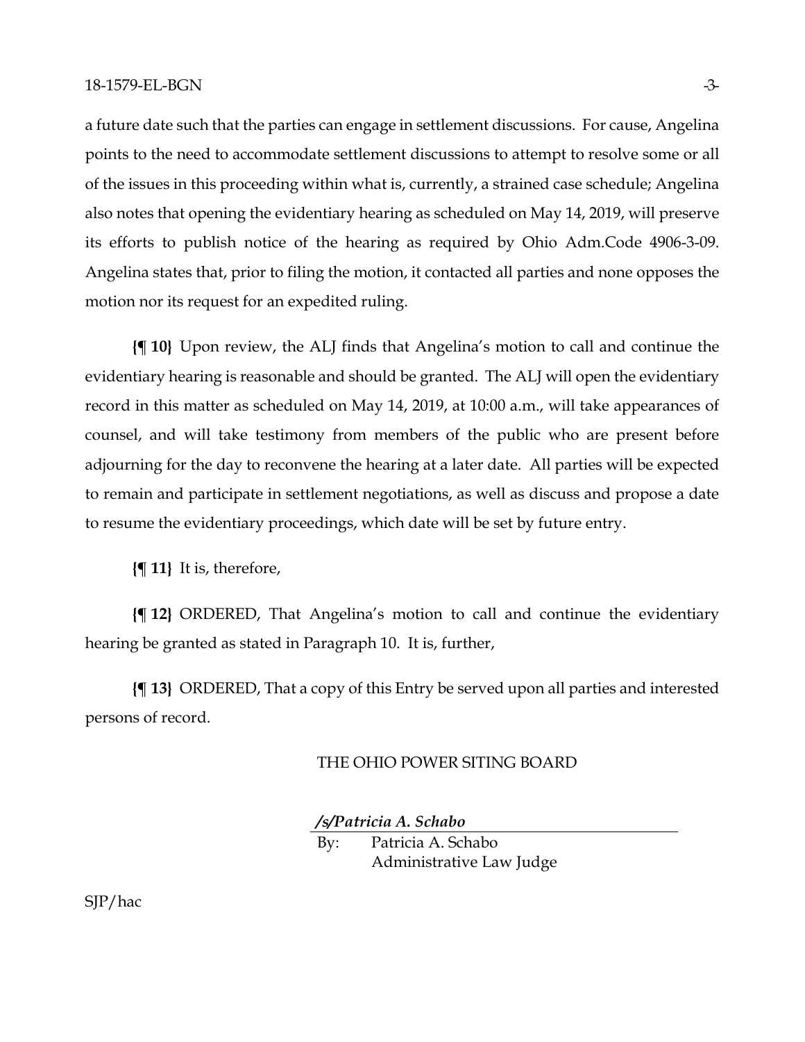a future date such that the parties can engage in settlement discussions. For cause, Angelina points to the need to accommodate settlement discussions to attempt to resolve some or all of the issues in this proceeding within what is, currently, a strained case schedule; Angelina also notes that opening the evidentiary hearing as scheduled on May 14, 2019, will preserve its efforts to publish notice of the hearing as required by Ohio Adm.Code 4906-3-09. Angelina states that, prior to filing the motion, it contacted all parties and none opposes the motion nor its request for an expedited ruling.

**{¶ 10}** Upon review, the ALJ finds that Angelina's motion to call and continue the evidentiary hearing is reasonable and should be granted. The ALJ will open the evidentiary record in this matter as scheduled on May 14, 2019, at 10:00 a.m., will take appearances of counsel, and will take testimony from members of the public who are present before adjourning for the day to reconvene the hearing at a later date. All parties will be expected to remain and participate in settlement negotiations, as well as discuss and propose a date to resume the evidentiary proceedings, which date will be set by future entry.

**{¶ 11}** It is, therefore,

**{¶ 12}** ORDERED, That Angelina's motion to call and continue the evidentiary hearing be granted as stated in Paragraph 10. It is, further,

**{¶ 13}** ORDERED, That a copy of this Entry be served upon all parties and interested persons of record.

THE OHIO POWER SITING BOARD

***/s/Patricia A. Schabo***

By: Patricia A. Schabo
Administrative Law Judge

SJP/hac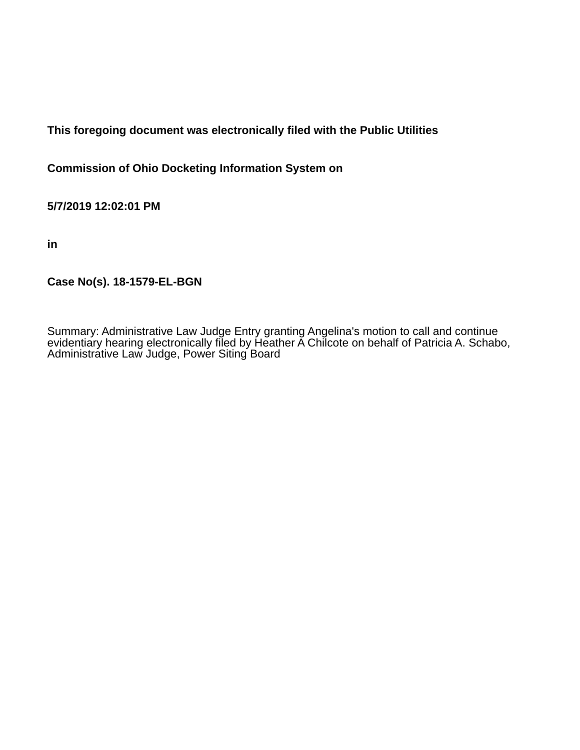**This foregoing document was electronically filed with the Public Utilities**

**Commission of Ohio Docketing Information System on**

**5/7/2019 12:02:01 PM**

**in**

**Case No(s). 18-1579-EL-BGN**

Summary: Administrative Law Judge Entry granting Angelina's motion to call and continue evidentiary hearing electronically filed by Heather A Chilcote on behalf of Patricia A. Schabo, Administrative Law Judge, Power Siting Board